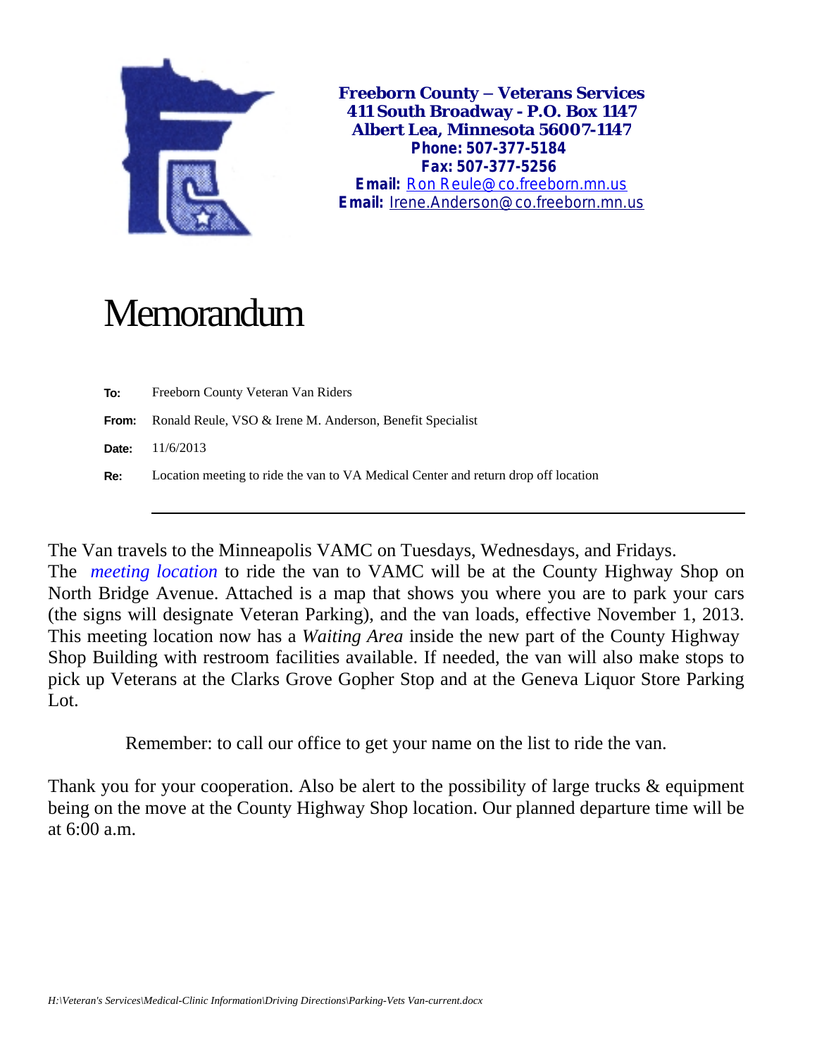**Freeborn County – Veterans Services**
**411 South Broadway - P.O. Box 1147**
**Albert Lea, Minnesota 56007-1147**
**Phone: 507-377-5184**
**Fax: 507-377-5256**
**Email:** Ron Reule@co.freeborn.mn.us
**Email:** Irene.Anderson@co.freeborn.mn.us

# Memorandum

**To:** Freeborn County Veteran Van Riders

**From:** Ronald Reule, VSO & Irene M. Anderson, Benefit Specialist

**Date:** 11/6/2013

**Re:** Location meeting to ride the van to VA Medical Center and return drop off location

---

The Van travels to the Minneapolis VAMC on Tuesdays, Wednesdays, and Fridays.
The *meeting location* to ride the van to VAMC will be at the County Highway Shop on North Bridge Avenue. Attached is a map that shows you where you are to park your cars (the signs will designate Veteran Parking), and the van loads, effective November 1, 2013. This meeting location now has a *Waiting Area* inside the new part of the County Highway Shop Building with restroom facilities available. If needed, the van will also make stops to pick up Veterans at the Clarks Grove Gopher Stop and at the Geneva Liquor Store Parking Lot.

Remember: to call our office to get your name on the list to ride the van.

Thank you for your cooperation. Also be alert to the possibility of large trucks & equipment being on the move at the County Highway Shop location. Our planned departure time will be at 6:00 a.m.

*H:\Veteran's Services\Medical-Clinic Information\Driving Directions\Parking-Vets Van-current.docx*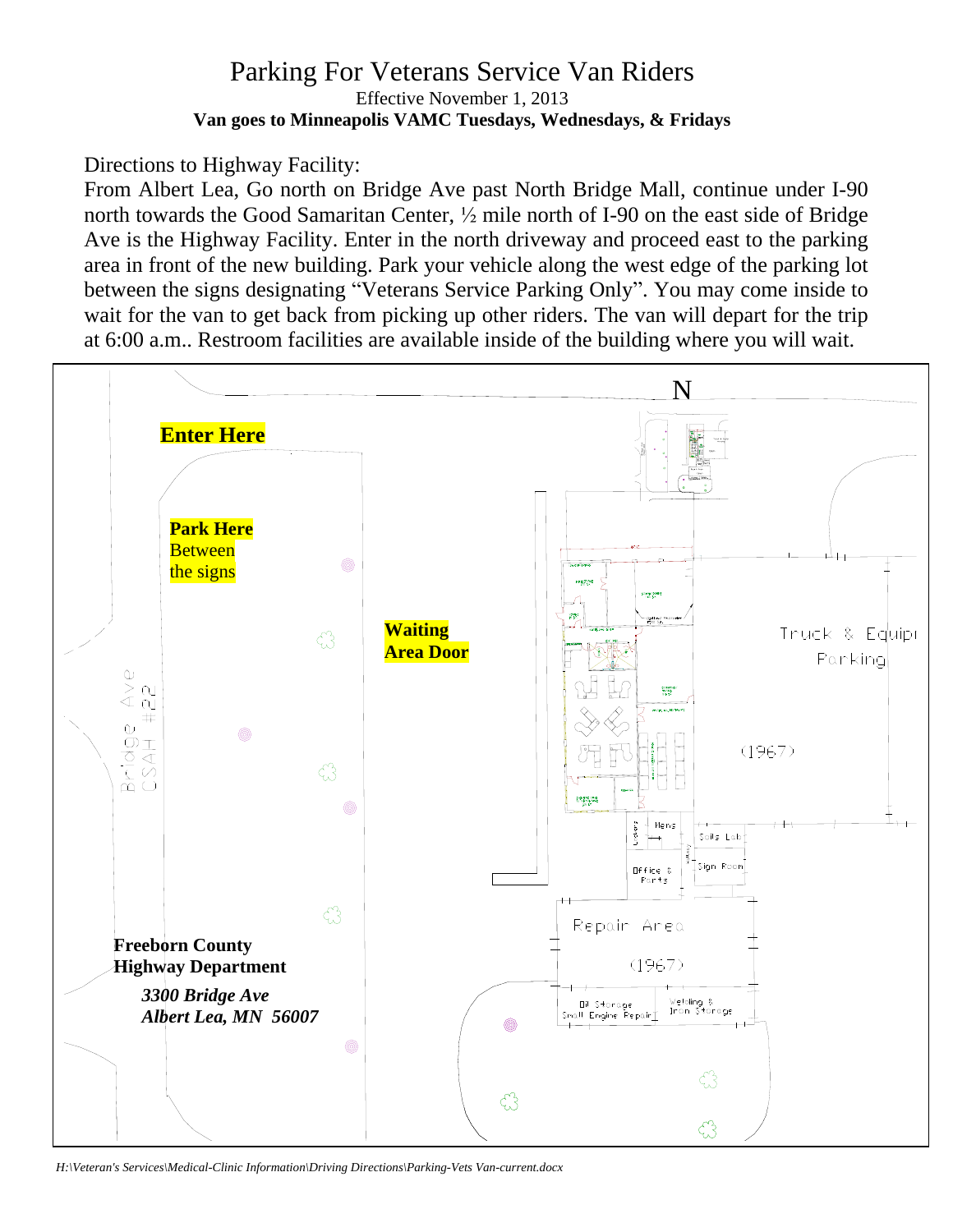# Parking For Veterans Service Van Riders

Effective November 1, 2013

**Van goes to Minneapolis VAMC Tuesdays, Wednesdays, & Fridays**

Directions to Highway Facility:

From Albert Lea, Go north on Bridge Ave past North Bridge Mall, continue under I-90 north towards the Good Samaritan Center, ½ mile north of I-90 on the east side of Bridge Ave is the Highway Facility. Enter in the north driveway and proceed east to the parking area in front of the new building. Park your vehicle along the west edge of the parking lot between the signs designating "Veterans Service Parking Only". You may come inside to wait for the van to get back from picking up other riders. The van will depart for the trip at 6:00 a.m.. Restroom facilities are available inside of the building where you will wait.

N

**Enter Here**

**Park Here**
Between
the signs

**Waiting**
**Area Door**

Bridge Ave
CSAH #22

Truck & Equip
Parking

(1967)

Mens

Soils Lab

Sign Room

Office & Parts

Repair Area

(1967)

Oil Storage
Small Engine Repair

Welding &
Iron Storage

**Freeborn County**
**Highway Department**

***3300 Bridge Ave***
***Albert Lea, MN 56007***

*H:\Veteran's Services\Medical-Clinic Information\Driving Directions\Parking-Vets Van-current.docx*